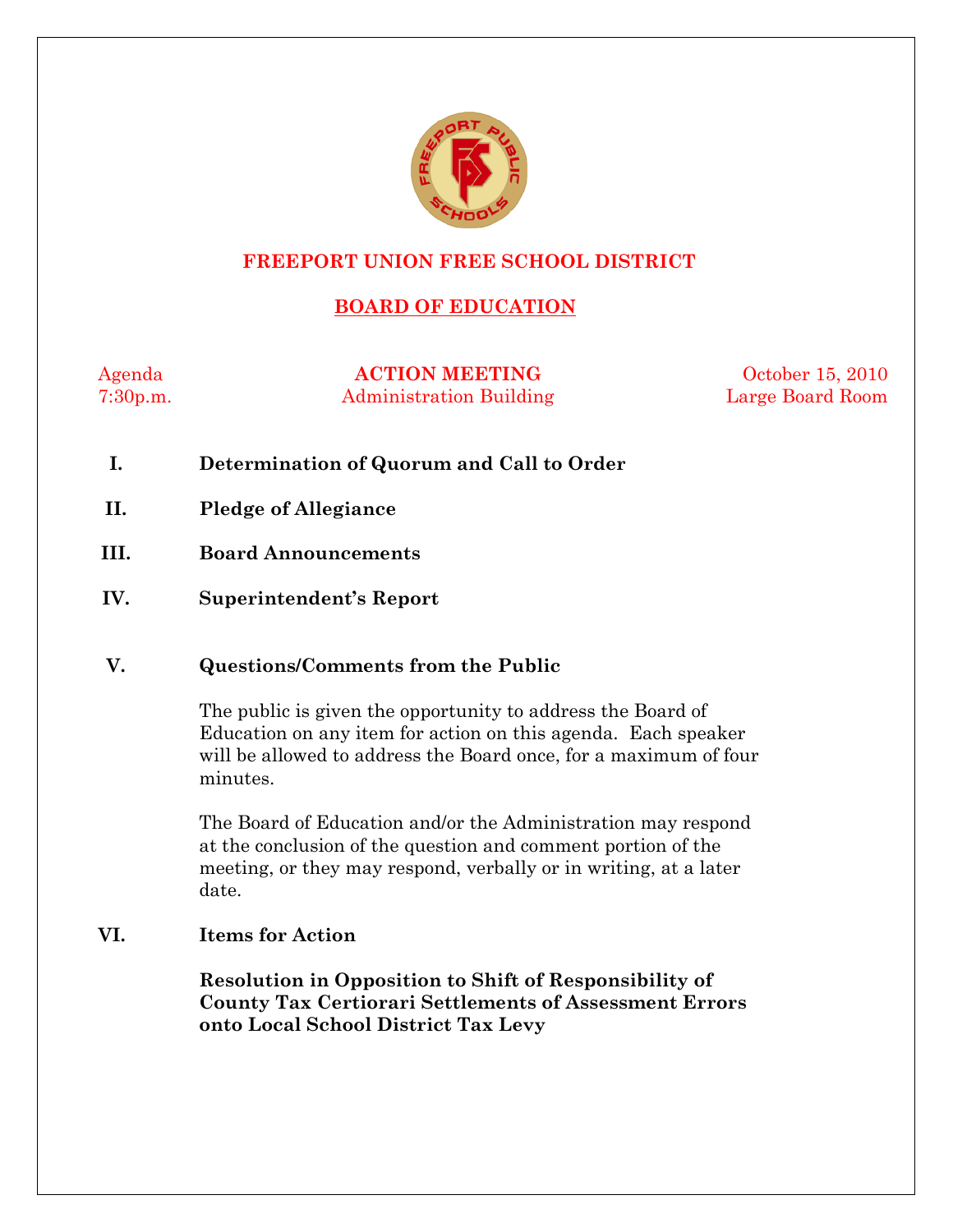# FREEPORT UNION FREE SCHOOL DISTRICT

## BOARD OF EDUCATION

Agenda
7:30p.m.

**ACTION MEETING**
Administration Building

October 15, 2010
Large Board Room

**I. Determination of Quorum and Call to Order**

**II. Pledge of Allegiance**

**III. Board Announcements**

**IV. Superintendent's Report**

**V. Questions/Comments from the Public**

The public is given the opportunity to address the Board of Education on any item for action on this agenda. Each speaker will be allowed to address the Board once, for a maximum of four minutes.

The Board of Education and/or the Administration may respond at the conclusion of the question and comment portion of the meeting, or they may respond, verbally or in writing, at a later date.

**VI. Items for Action**

**Resolution in Opposition to Shift of Responsibility of County Tax Certiorari Settlements of Assessment Errors onto Local School District Tax Levy**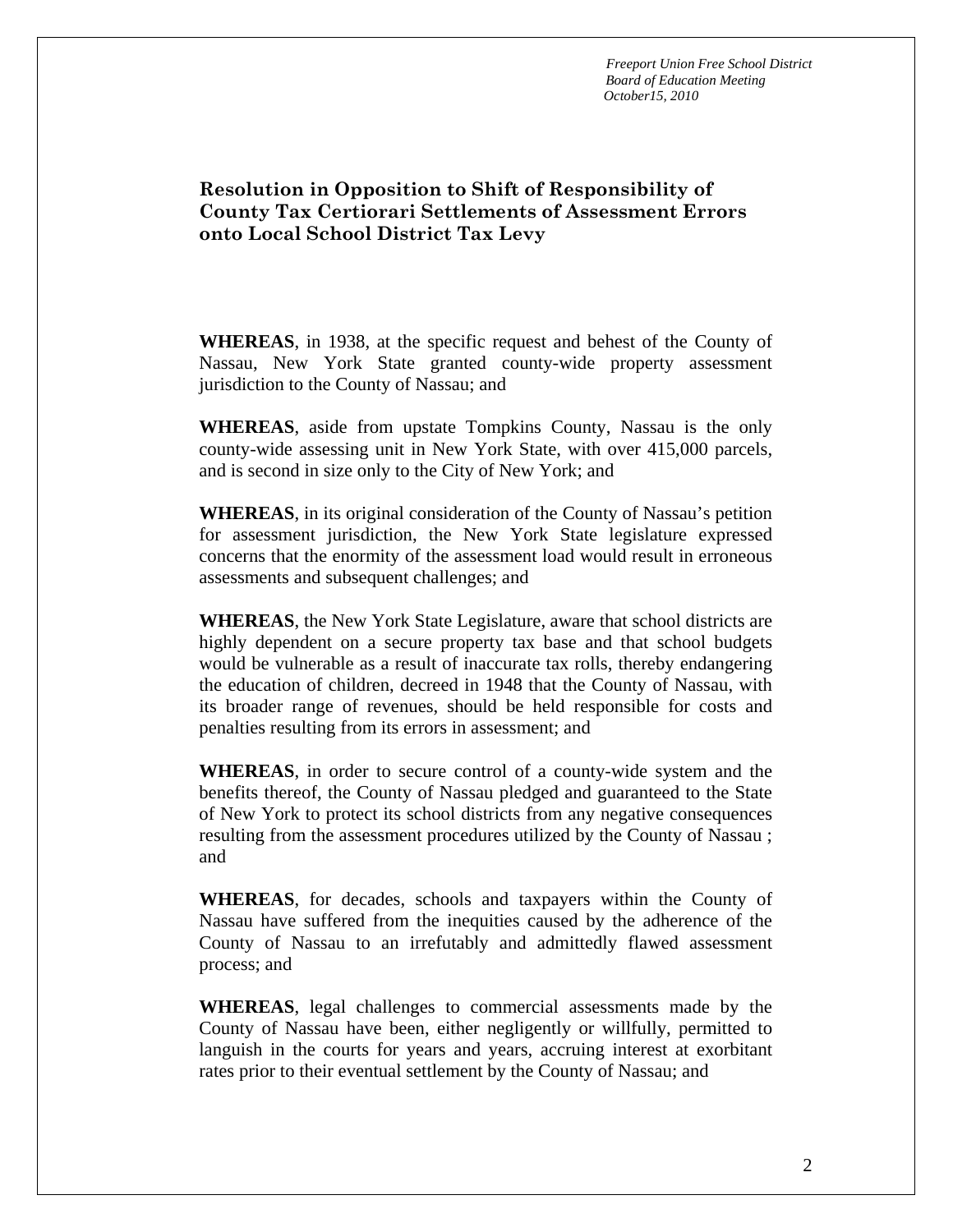## Resolution in Opposition to Shift of Responsibility of County Tax Certiorari Settlements of Assessment Errors onto Local School District Tax Levy

**WHEREAS**, in 1938, at the specific request and behest of the County of Nassau, New York State granted county-wide property assessment jurisdiction to the County of Nassau; and

**WHEREAS**, aside from upstate Tompkins County, Nassau is the only county-wide assessing unit in New York State, with over 415,000 parcels, and is second in size only to the City of New York; and

**WHEREAS**, in its original consideration of the County of Nassau's petition for assessment jurisdiction, the New York State legislature expressed concerns that the enormity of the assessment load would result in erroneous assessments and subsequent challenges; and

**WHEREAS**, the New York State Legislature, aware that school districts are highly dependent on a secure property tax base and that school budgets would be vulnerable as a result of inaccurate tax rolls, thereby endangering the education of children, decreed in 1948 that the County of Nassau, with its broader range of revenues, should be held responsible for costs and penalties resulting from its errors in assessment; and

**WHEREAS**, in order to secure control of a county-wide system and the benefits thereof, the County of Nassau pledged and guaranteed to the State of New York to protect its school districts from any negative consequences resulting from the assessment procedures utilized by the County of Nassau ; and

**WHEREAS**, for decades, schools and taxpayers within the County of Nassau have suffered from the inequities caused by the adherence of the County of Nassau to an irrefutably and admittedly flawed assessment process; and

**WHEREAS**, legal challenges to commercial assessments made by the County of Nassau have been, either negligently or willfully, permitted to languish in the courts for years and years, accruing interest at exorbitant rates prior to their eventual settlement by the County of Nassau; and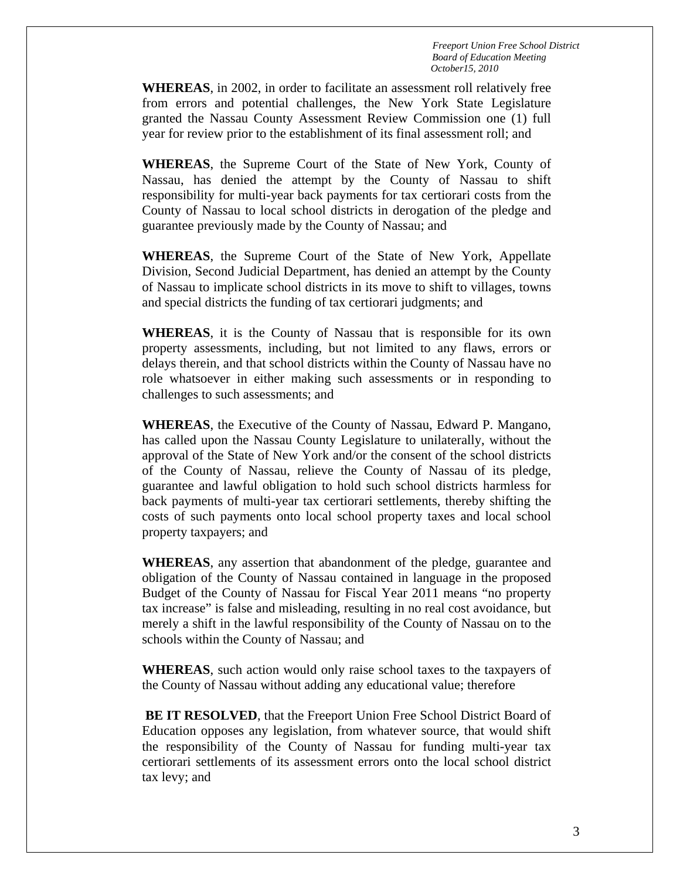**WHEREAS**, in 2002, in order to facilitate an assessment roll relatively free from errors and potential challenges, the New York State Legislature granted the Nassau County Assessment Review Commission one (1) full year for review prior to the establishment of its final assessment roll; and

**WHEREAS**, the Supreme Court of the State of New York, County of Nassau, has denied the attempt by the County of Nassau to shift responsibility for multi-year back payments for tax certiorari costs from the County of Nassau to local school districts in derogation of the pledge and guarantee previously made by the County of Nassau; and

**WHEREAS**, the Supreme Court of the State of New York, Appellate Division, Second Judicial Department, has denied an attempt by the County of Nassau to implicate school districts in its move to shift to villages, towns and special districts the funding of tax certiorari judgments; and

**WHEREAS**, it is the County of Nassau that is responsible for its own property assessments, including, but not limited to any flaws, errors or delays therein, and that school districts within the County of Nassau have no role whatsoever in either making such assessments or in responding to challenges to such assessments; and

**WHEREAS**, the Executive of the County of Nassau, Edward P. Mangano, has called upon the Nassau County Legislature to unilaterally, without the approval of the State of New York and/or the consent of the school districts of the County of Nassau, relieve the County of Nassau of its pledge, guarantee and lawful obligation to hold such school districts harmless for back payments of multi-year tax certiorari settlements, thereby shifting the costs of such payments onto local school property taxes and local school property taxpayers; and

**WHEREAS**, any assertion that abandonment of the pledge, guarantee and obligation of the County of Nassau contained in language in the proposed Budget of the County of Nassau for Fiscal Year 2011 means "no property tax increase" is false and misleading, resulting in no real cost avoidance, but merely a shift in the lawful responsibility of the County of Nassau on to the schools within the County of Nassau; and

**WHEREAS**, such action would only raise school taxes to the taxpayers of the County of Nassau without adding any educational value; therefore

**BE IT RESOLVED**, that the Freeport Union Free School District Board of Education opposes any legislation, from whatever source, that would shift the responsibility of the County of Nassau for funding multi-year tax certiorari settlements of its assessment errors onto the local school district tax levy; and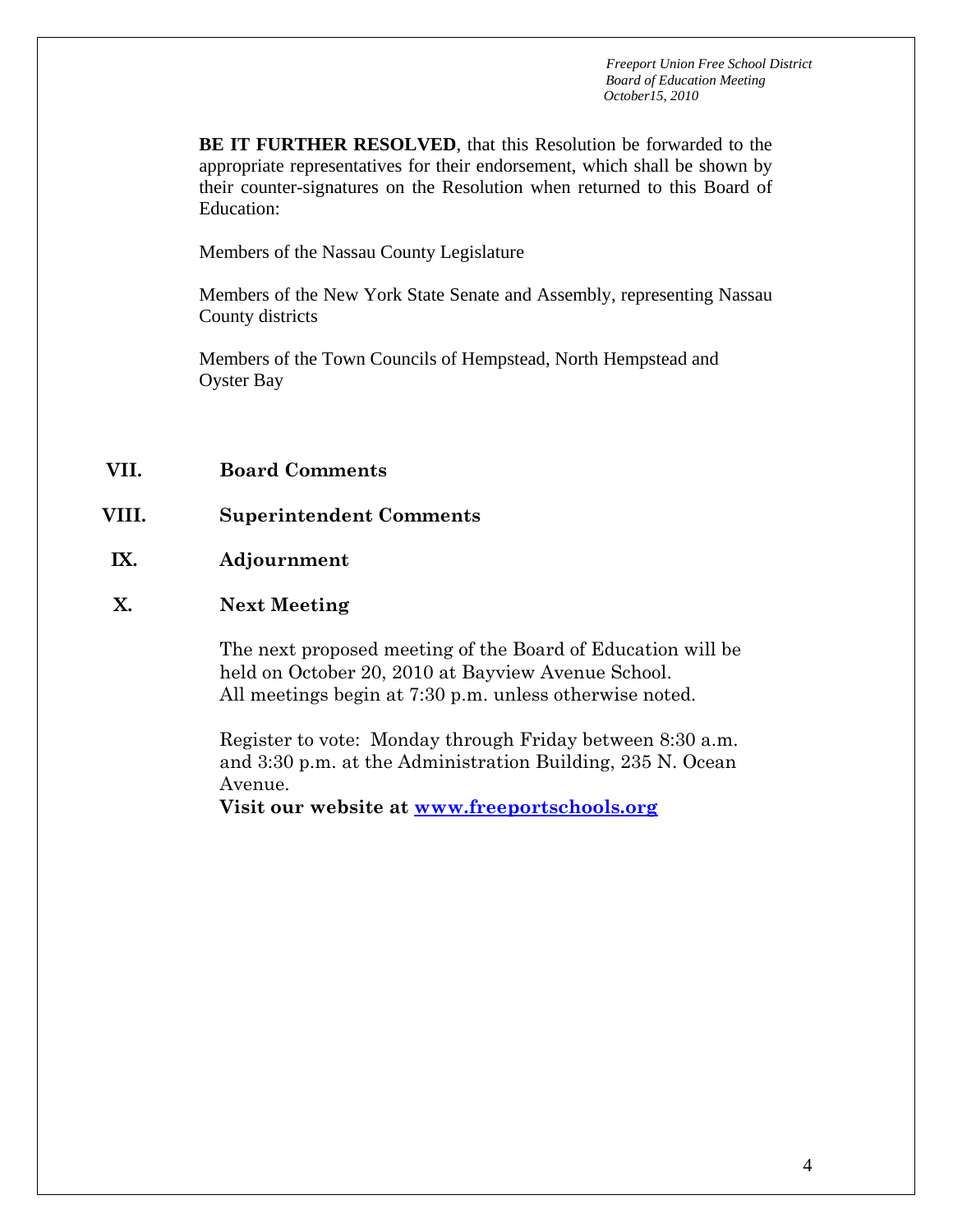**BE IT FURTHER RESOLVED**, that this Resolution be forwarded to the appropriate representatives for their endorsement, which shall be shown by their counter-signatures on the Resolution when returned to this Board of Education:

Members of the Nassau County Legislature

Members of the New York State Senate and Assembly, representing Nassau County districts

Members of the Town Councils of Hempstead, North Hempstead and Oyster Bay

## VII. Board Comments

## VIII. Superintendent Comments

## IX. Adjournment

## X. Next Meeting

The next proposed meeting of the Board of Education will be held on October 20, 2010 at Bayview Avenue School. All meetings begin at 7:30 p.m. unless otherwise noted.

Register to vote: Monday through Friday between 8:30 a.m. and 3:30 p.m. at the Administration Building, 235 N. Ocean Avenue.

**Visit our website at [www.freeportschools.org](http://www.freeportschools.org)**